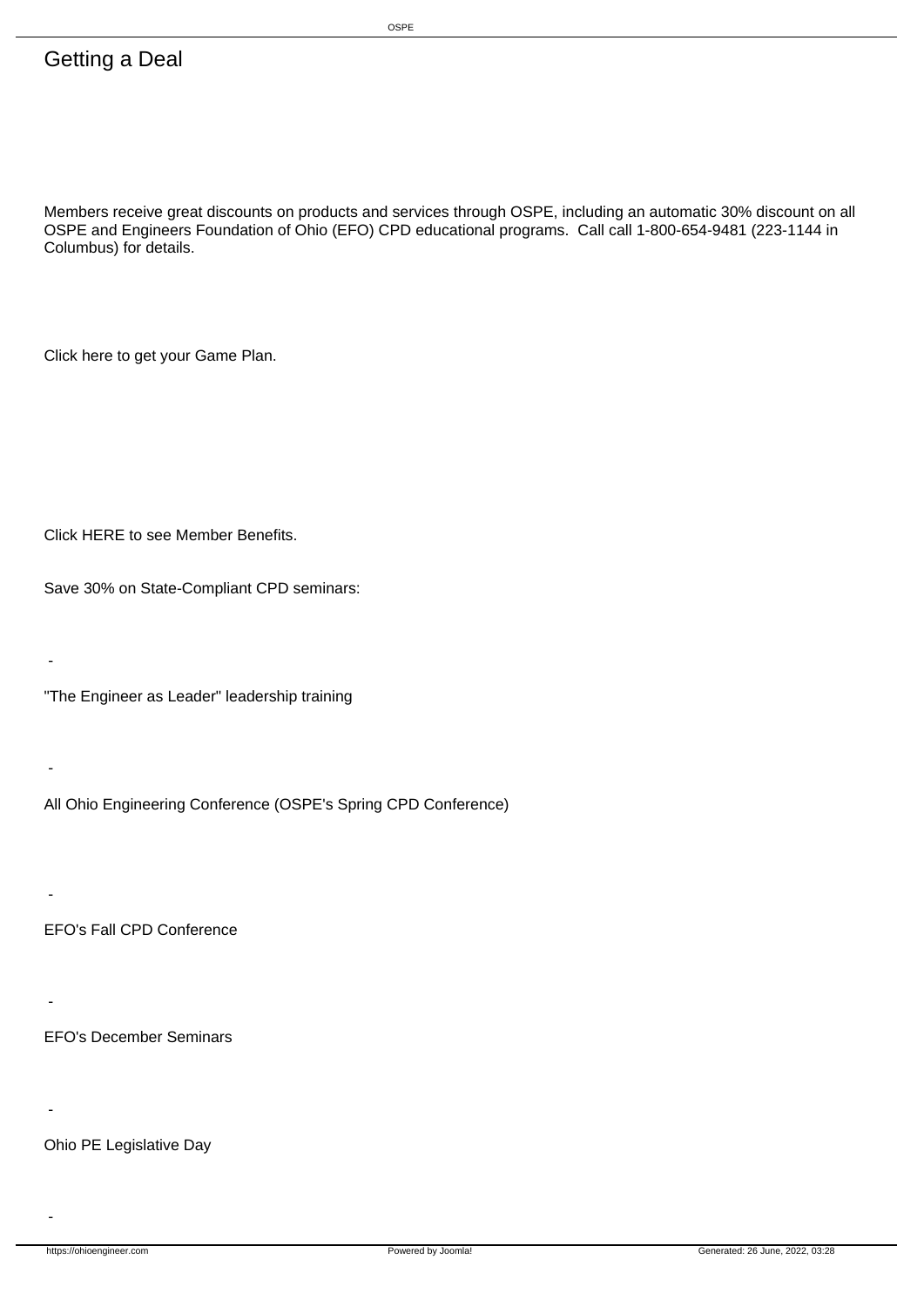# Getting a Deal

Members receive great discounts on products and services through OSPE, including an automatic 30% discount on all OSPE and Engineers Foundation of Ohio (EFO) CPD educational programs. Call call 1-800-654-9481 (223-1144 in Columbus) for details.

Click here to get your Game Plan.

Click HERE to see Member Benefits.

Save 30% on State-Compliant CPD seminars:

- "The Engineer as Leader" leadership training

- All Ohio Engineering Conference (OSPE's Spring CPD Conference)

- EFO's Fall CPD Conference

- EFO's December Seminars

- Ohio PE Legislative Day

-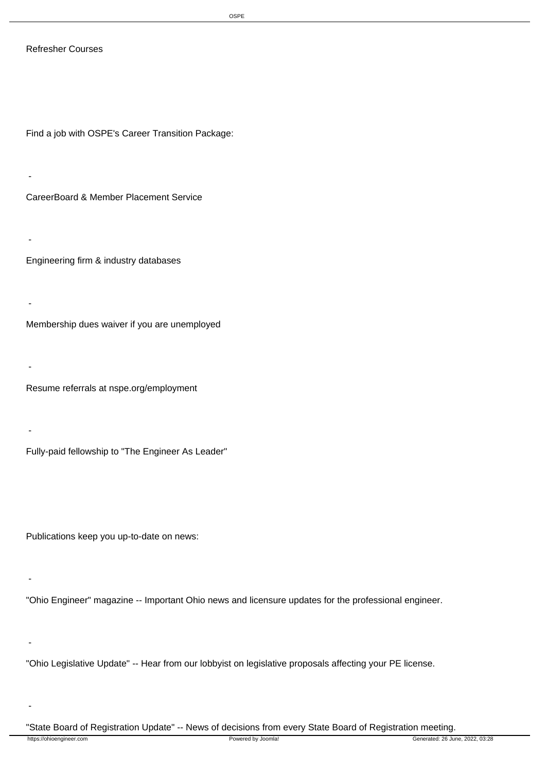Refresher Courses

Find a job with OSPE's Career Transition Package:

- CareerBoard & Member Placement Service
- Engineering firm & industry databases
- Membership dues waiver if you are unemployed
- Resume referrals at nspe.org/employment
- Fully-paid fellowship to "The Engineer As Leader"

Publications keep you up-to-date on news:

- "Ohio Engineer" magazine -- Important Ohio news and licensure updates for the professional engineer.
- "Ohio Legislative Update" -- Hear from our lobbyist on legislative proposals affecting your PE license.
- "State Board of Registration Update" -- News of decisions from every State Board of Registration meeting.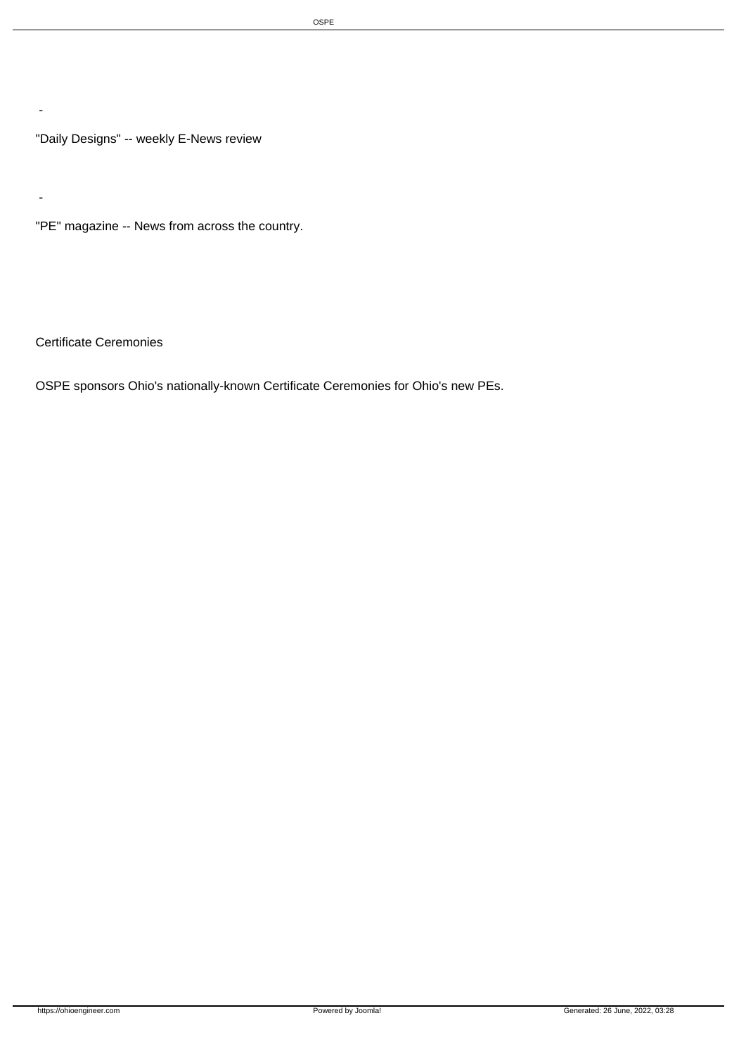-

"Daily Designs" -- weekly E-News review

-

"PE" magazine -- News from across the country.

Certificate Ceremonies

OSPE sponsors Ohio's nationally-known Certificate Ceremonies for Ohio's new PEs.